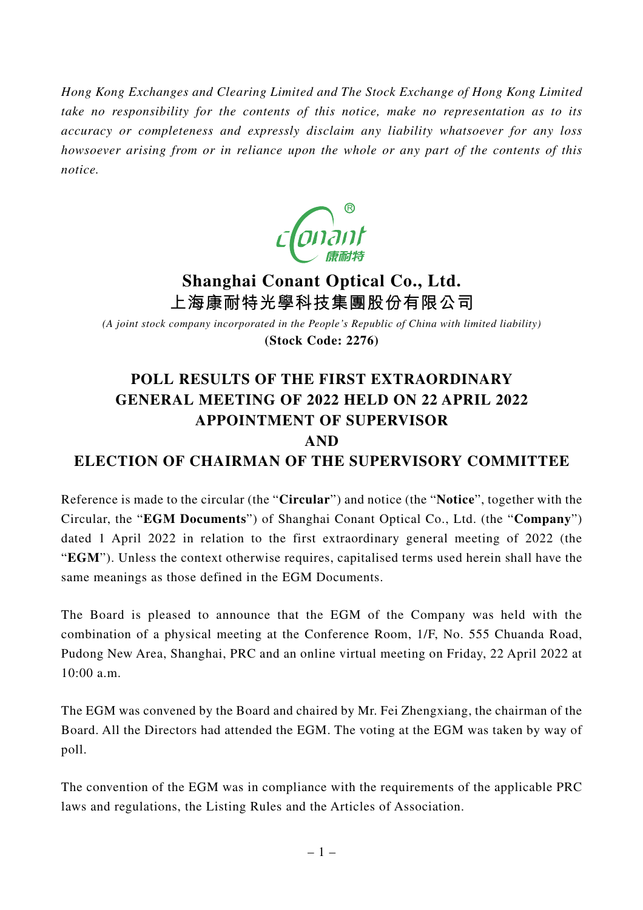*Hong Kong Exchanges and Clearing Limited and The Stock Exchange of Hong Kong Limited take no responsibility for the contents of this notice, make no representation as to its accuracy or completeness and expressly disclaim any liability whatsoever for any loss howsoever arising from or in reliance upon the whole or any part of the contents of this notice.*

# Shanghai Conant Optical Co., Ltd.
# 上海康耐特光學科技集團股份有限公司

*(A joint stock company incorporated in the People's Republic of China with limited liability)*

**(Stock Code: 2276)**

## POLL RESULTS OF THE FIRST EXTRAORDINARY GENERAL MEETING OF 2022 HELD ON 22 APRIL 2022 APPOINTMENT OF SUPERVISOR AND ELECTION OF CHAIRMAN OF THE SUPERVISORY COMMITTEE

Reference is made to the circular (the "**Circular**") and notice (the "**Notice**", together with the Circular, the "**EGM Documents**") of Shanghai Conant Optical Co., Ltd. (the "**Company**") dated 1 April 2022 in relation to the first extraordinary general meeting of 2022 (the "**EGM**"). Unless the context otherwise requires, capitalised terms used herein shall have the same meanings as those defined in the EGM Documents.

The Board is pleased to announce that the EGM of the Company was held with the combination of a physical meeting at the Conference Room, 1/F, No. 555 Chuanda Road, Pudong New Area, Shanghai, PRC and an online virtual meeting on Friday, 22 April 2022 at 10:00 a.m.

The EGM was convened by the Board and chaired by Mr. Fei Zhengxiang, the chairman of the Board. All the Directors had attended the EGM. The voting at the EGM was taken by way of poll.

The convention of the EGM was in compliance with the requirements of the applicable PRC laws and regulations, the Listing Rules and the Articles of Association.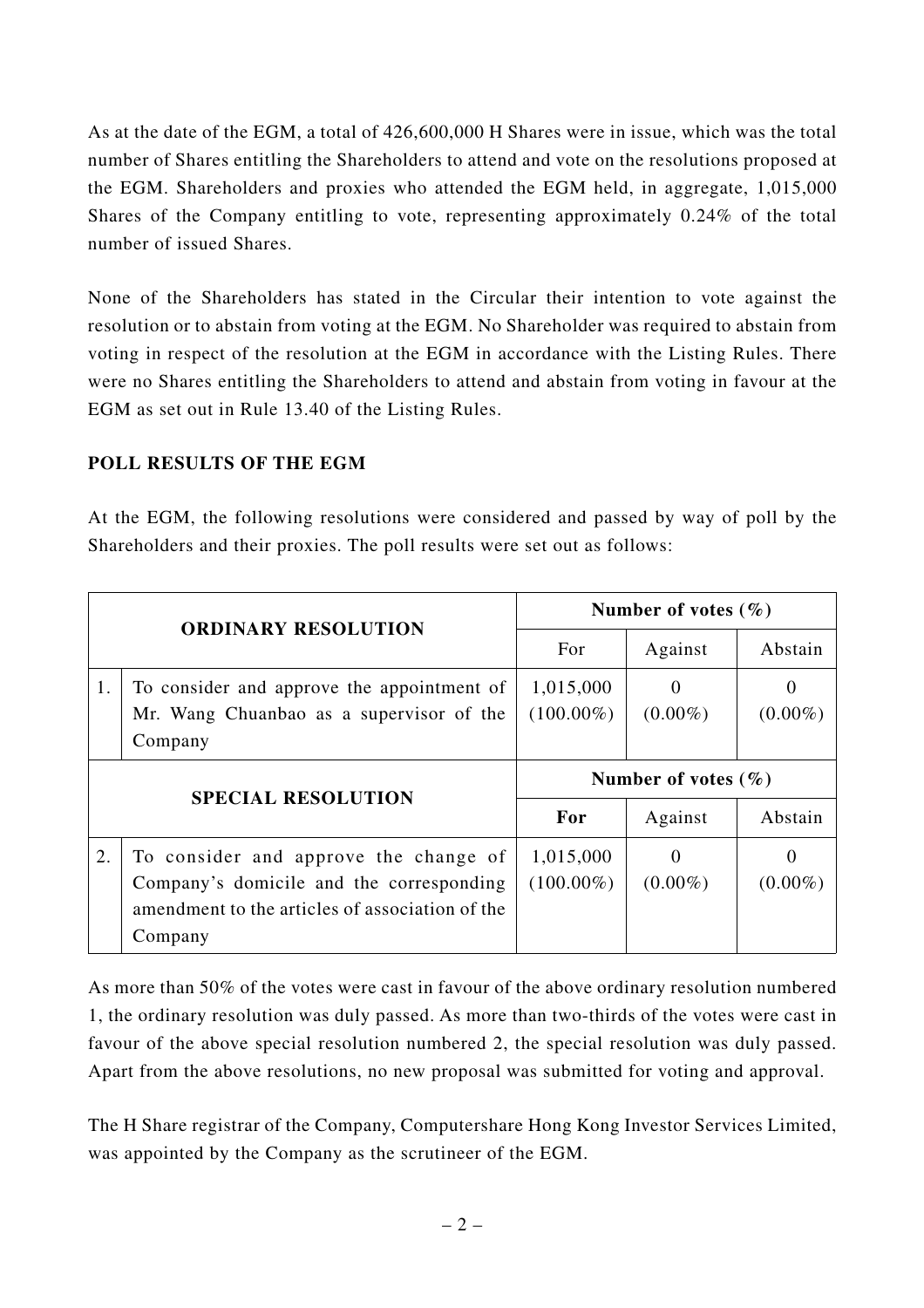As at the date of the EGM, a total of 426,600,000 H Shares were in issue, which was the total number of Shares entitling the Shareholders to attend and vote on the resolutions proposed at the EGM. Shareholders and proxies who attended the EGM held, in aggregate, 1,015,000 Shares of the Company entitling to vote, representing approximately 0.24% of the total number of issued Shares.

None of the Shareholders has stated in the Circular their intention to vote against the resolution or to abstain from voting at the EGM. No Shareholder was required to abstain from voting in respect of the resolution at the EGM in accordance with the Listing Rules. There were no Shares entitling the Shareholders to attend and abstain from voting in favour at the EGM as set out in Rule 13.40 of the Listing Rules.

## POLL RESULTS OF THE EGM

At the EGM, the following resolutions were considered and passed by way of poll by the Shareholders and their proxies. The poll results were set out as follows:

| **ORDINARY RESOLUTION** | | **Number of votes (%)** | | |
|---|---|---|---|---|
| | | For | Against | Abstain |
| 1. | To consider and approve the appointment of Mr. Wang Chuanbao as a supervisor of the Company | 1,015,000 (100.00%) | 0 (0.00%) | 0 (0.00%) |
| **SPECIAL RESOLUTION** | | **Number of votes (%)** | | |
| | | **For** | Against | Abstain |
| 2. | To consider and approve the change of Company's domicile and the corresponding amendment to the articles of association of the Company | 1,015,000 (100.00%) | 0 (0.00%) | 0 (0.00%) |

As more than 50% of the votes were cast in favour of the above ordinary resolution numbered 1, the ordinary resolution was duly passed. As more than two-thirds of the votes were cast in favour of the above special resolution numbered 2, the special resolution was duly passed. Apart from the above resolutions, no new proposal was submitted for voting and approval.

The H Share registrar of the Company, Computershare Hong Kong Investor Services Limited, was appointed by the Company as the scrutineer of the EGM.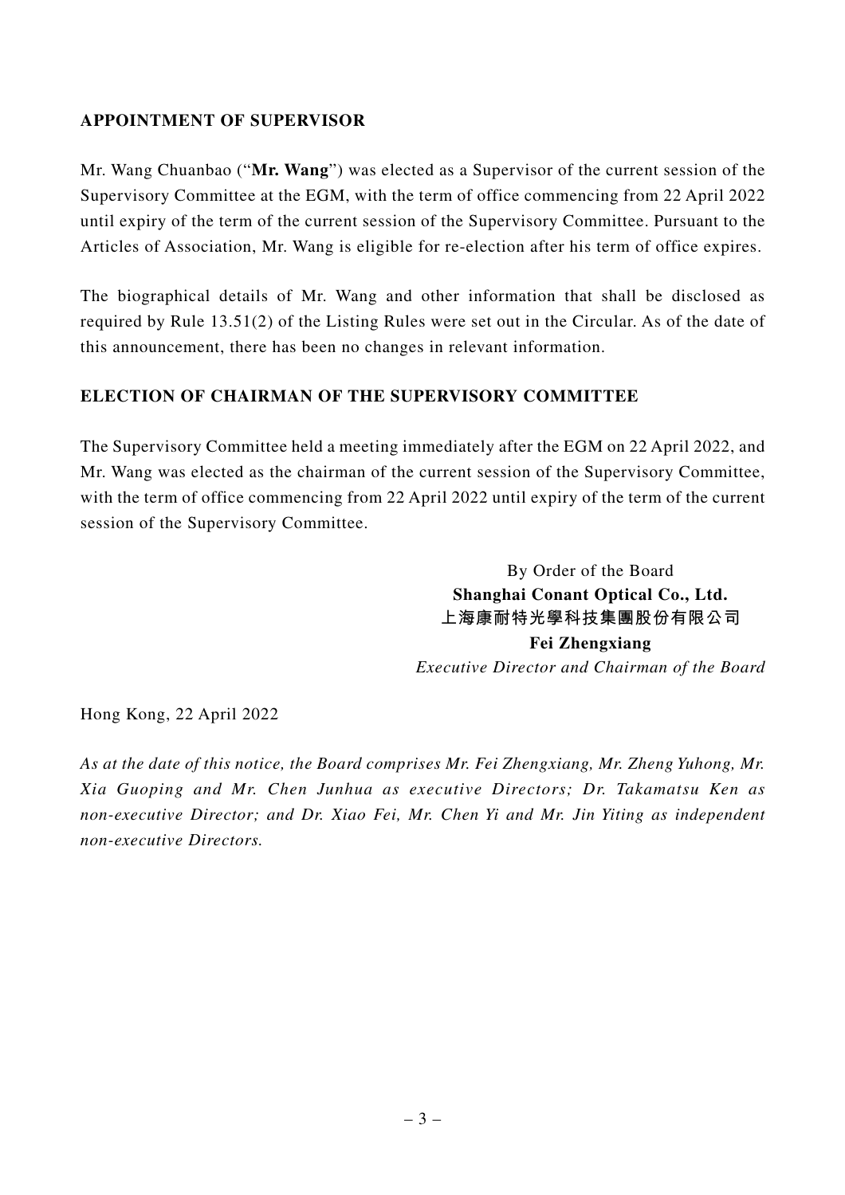## APPOINTMENT OF SUPERVISOR

Mr. Wang Chuanbao ("**Mr. Wang**") was elected as a Supervisor of the current session of the Supervisory Committee at the EGM, with the term of office commencing from 22 April 2022 until expiry of the term of the current session of the Supervisory Committee. Pursuant to the Articles of Association, Mr. Wang is eligible for re-election after his term of office expires.

The biographical details of Mr. Wang and other information that shall be disclosed as required by Rule 13.51(2) of the Listing Rules were set out in the Circular. As of the date of this announcement, there has been no changes in relevant information.

## ELECTION OF CHAIRMAN OF THE SUPERVISORY COMMITTEE

The Supervisory Committee held a meeting immediately after the EGM on 22 April 2022, and Mr. Wang was elected as the chairman of the current session of the Supervisory Committee, with the term of office commencing from 22 April 2022 until expiry of the term of the current session of the Supervisory Committee.

By Order of the Board
**Shanghai Conant Optical Co., Ltd.**
**上海康耐特光學科技集團股份有限公司**
**Fei Zhengxiang**
*Executive Director and Chairman of the Board*

Hong Kong, 22 April 2022

*As at the date of this notice, the Board comprises Mr. Fei Zhengxiang, Mr. Zheng Yuhong, Mr. Xia Guoping and Mr. Chen Junhua as executive Directors; Dr. Takamatsu Ken as non-executive Director; and Dr. Xiao Fei, Mr. Chen Yi and Mr. Jin Yiting as independent non-executive Directors.*